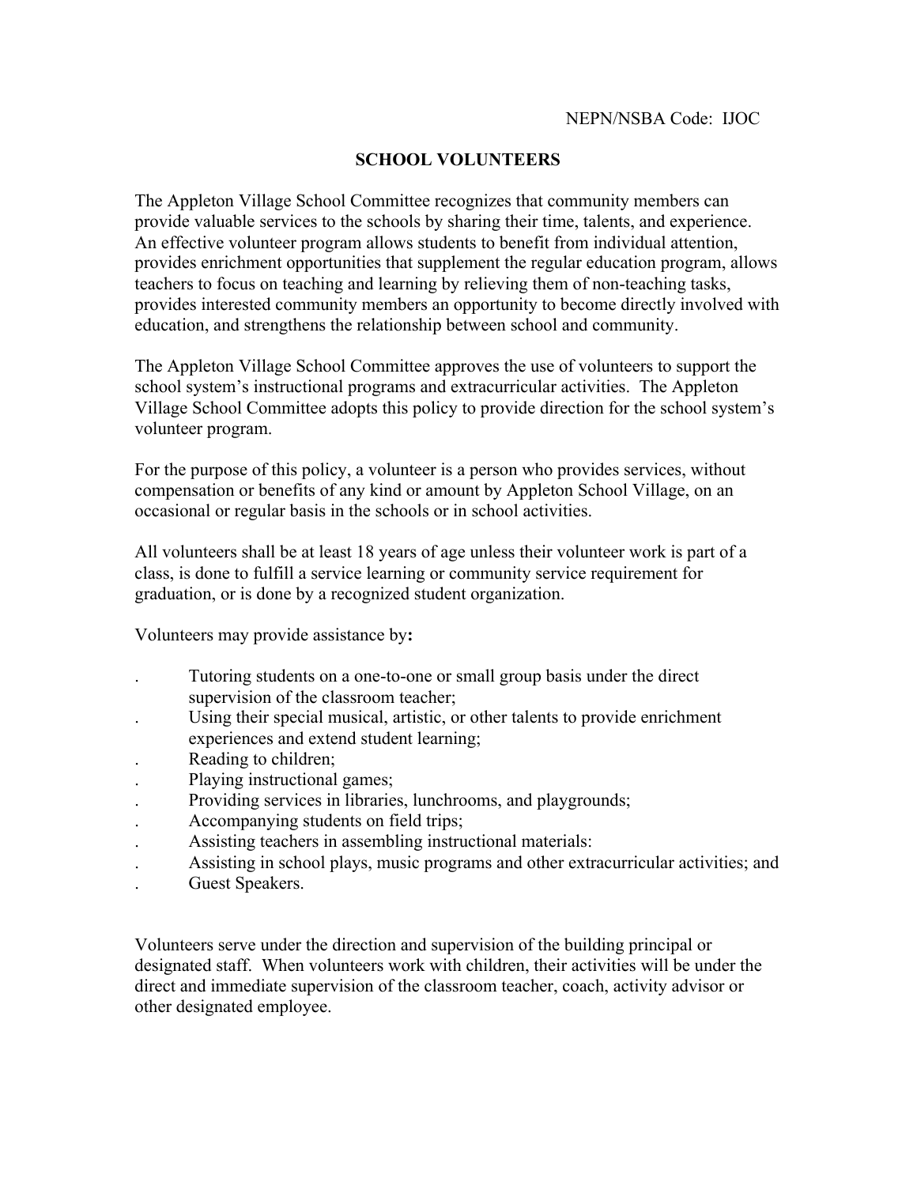NEPN/NSBA Code: IJOC

# SCHOOL VOLUNTEERS

The Appleton Village School Committee recognizes that community members can provide valuable services to the schools by sharing their time, talents, and experience. An effective volunteer program allows students to benefit from individual attention, provides enrichment opportunities that supplement the regular education program, allows teachers to focus on teaching and learning by relieving them of non-teaching tasks, provides interested community members an opportunity to become directly involved with education, and strengthens the relationship between school and community.

The Appleton Village School Committee approves the use of volunteers to support the school system's instructional programs and extracurricular activities. The Appleton Village School Committee adopts this policy to provide direction for the school system's volunteer program.

For the purpose of this policy, a volunteer is a person who provides services, without compensation or benefits of any kind or amount by Appleton School Village, on an occasional or regular basis in the schools or in school activities.

All volunteers shall be at least 18 years of age unless their volunteer work is part of a class, is done to fulfill a service learning or community service requirement for graduation, or is done by a recognized student organization.

Volunteers may provide assistance by**:**

- Tutoring students on a one-to-one or small group basis under the direct supervision of the classroom teacher;
- Using their special musical, artistic, or other talents to provide enrichment experiences and extend student learning;
- Reading to children;
- Playing instructional games;
- Providing services in libraries, lunchrooms, and playgrounds;
- Accompanying students on field trips;
- Assisting teachers in assembling instructional materials:
- Assisting in school plays, music programs and other extracurricular activities; and
- Guest Speakers.

Volunteers serve under the direction and supervision of the building principal or designated staff. When volunteers work with children, their activities will be under the direct and immediate supervision of the classroom teacher, coach, activity advisor or other designated employee.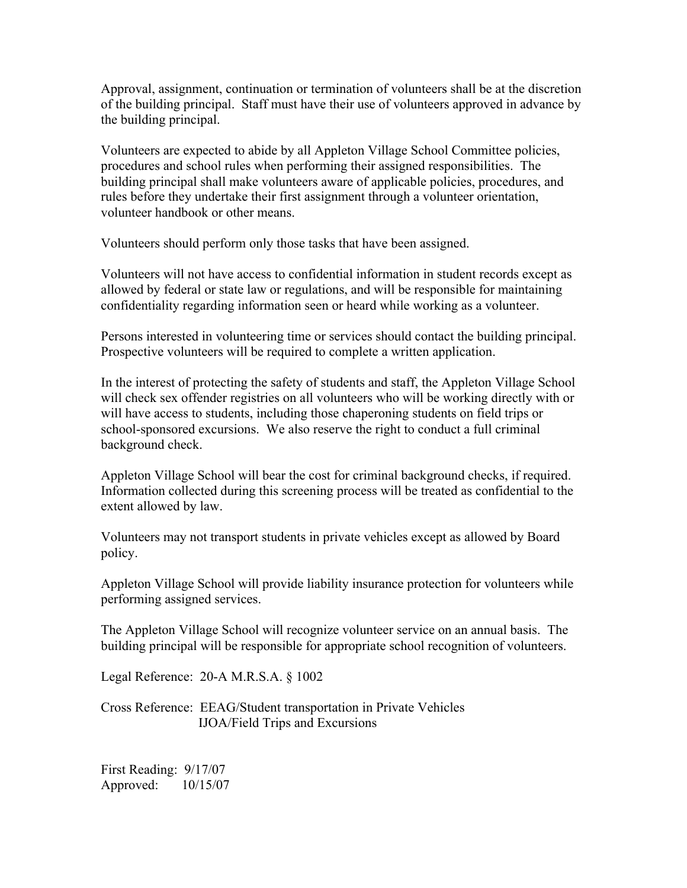Approval, assignment, continuation or termination of volunteers shall be at the discretion of the building principal. Staff must have their use of volunteers approved in advance by the building principal.

Volunteers are expected to abide by all Appleton Village School Committee policies, procedures and school rules when performing their assigned responsibilities. The building principal shall make volunteers aware of applicable policies, procedures, and rules before they undertake their first assignment through a volunteer orientation, volunteer handbook or other means.

Volunteers should perform only those tasks that have been assigned.

Volunteers will not have access to confidential information in student records except as allowed by federal or state law or regulations, and will be responsible for maintaining confidentiality regarding information seen or heard while working as a volunteer.

Persons interested in volunteering time or services should contact the building principal. Prospective volunteers will be required to complete a written application.

In the interest of protecting the safety of students and staff, the Appleton Village School will check sex offender registries on all volunteers who will be working directly with or will have access to students, including those chaperoning students on field trips or school-sponsored excursions. We also reserve the right to conduct a full criminal background check.

Appleton Village School will bear the cost for criminal background checks, if required. Information collected during this screening process will be treated as confidential to the extent allowed by law.

Volunteers may not transport students in private vehicles except as allowed by Board policy.

Appleton Village School will provide liability insurance protection for volunteers while performing assigned services.

The Appleton Village School will recognize volunteer service on an annual basis. The building principal will be responsible for appropriate school recognition of volunteers.

Legal Reference: 20-A M.R.S.A. § 1002

Cross Reference: EEAG/Student transportation in Private Vehicles
IJOA/Field Trips and Excursions

First Reading: 9/17/07
Approved: 10/15/07